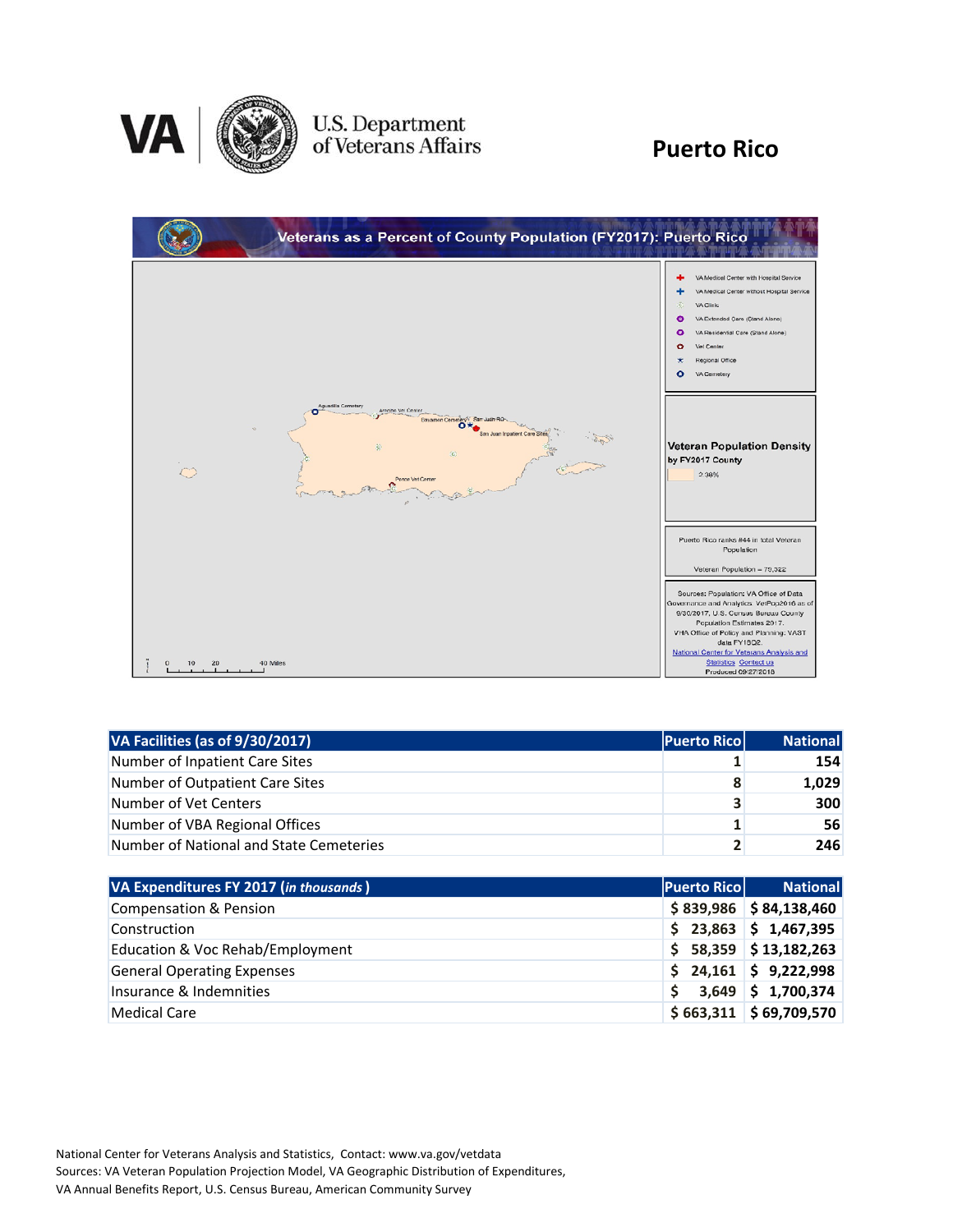# Puerto Rico

U.S. Department of Veterans Affairs

## Veterans as a Percent of County Population (FY2017): Puerto Rico

- VA Medical Center with Hospital Service
- VA Medical Center without Hospital Service
- VA Clinic
- VA Extended Care (Stand Alone)
- VA Residential Care (Stand Alone)
- Vet Center
- Regional Office
- VA Cemetery

Aguadilla Cemetery, Arecibo Vet Center, Bayamon Cemetery, San Juan RO, San Juan Inpatient Care Sites, Ponce Vet Center

**Veteran Population Density by FY2017 County**

2.38%

Puerto Rico ranks #44 in total Veteran Population

Veteran Population = 79,322

Sources: Population: VA Office of Data Governance and Analytics. VetPop2016 as of 9/30/2017, U.S. Census Bureau County Population Estimates 2017.
VHA Office of Policy and Planning: VAST data FY18Q2.
National Center for Veterans Analysis and Statistics Contact us
Produced 09/27/2018

0 10 20 40 Miles

| VA Facilities (as of 9/30/2017) | Puerto Rico | National |
|---|---|---|
| Number of Inpatient Care Sites | 1 | 154 |
| Number of Outpatient Care Sites | 8 | 1,029 |
| Number of Vet Centers | 3 | 300 |
| Number of VBA Regional Offices | 1 | 56 |
| Number of National and State Cemeteries | 2 | 246 |

| VA Expenditures FY 2017 (*in thousands*) | Puerto Rico | National |
|---|---|---|
| Compensation & Pension | $ 839,986 | $ 84,138,460 |
| Construction | $ 23,863 | $ 1,467,395 |
| Education & Voc Rehab/Employment | $ 58,359 | $ 13,182,263 |
| General Operating Expenses | $ 24,161 | $ 9,222,998 |
| Insurance & Indemnities | $ 3,649 | $ 1,700,374 |
| Medical Care | $ 663,311 | $ 69,709,570 |

National Center for Veterans Analysis and Statistics, Contact: www.va.gov/vetdata
Sources: VA Veteran Population Projection Model, VA Geographic Distribution of Expenditures, VA Annual Benefits Report, U.S. Census Bureau, American Community Survey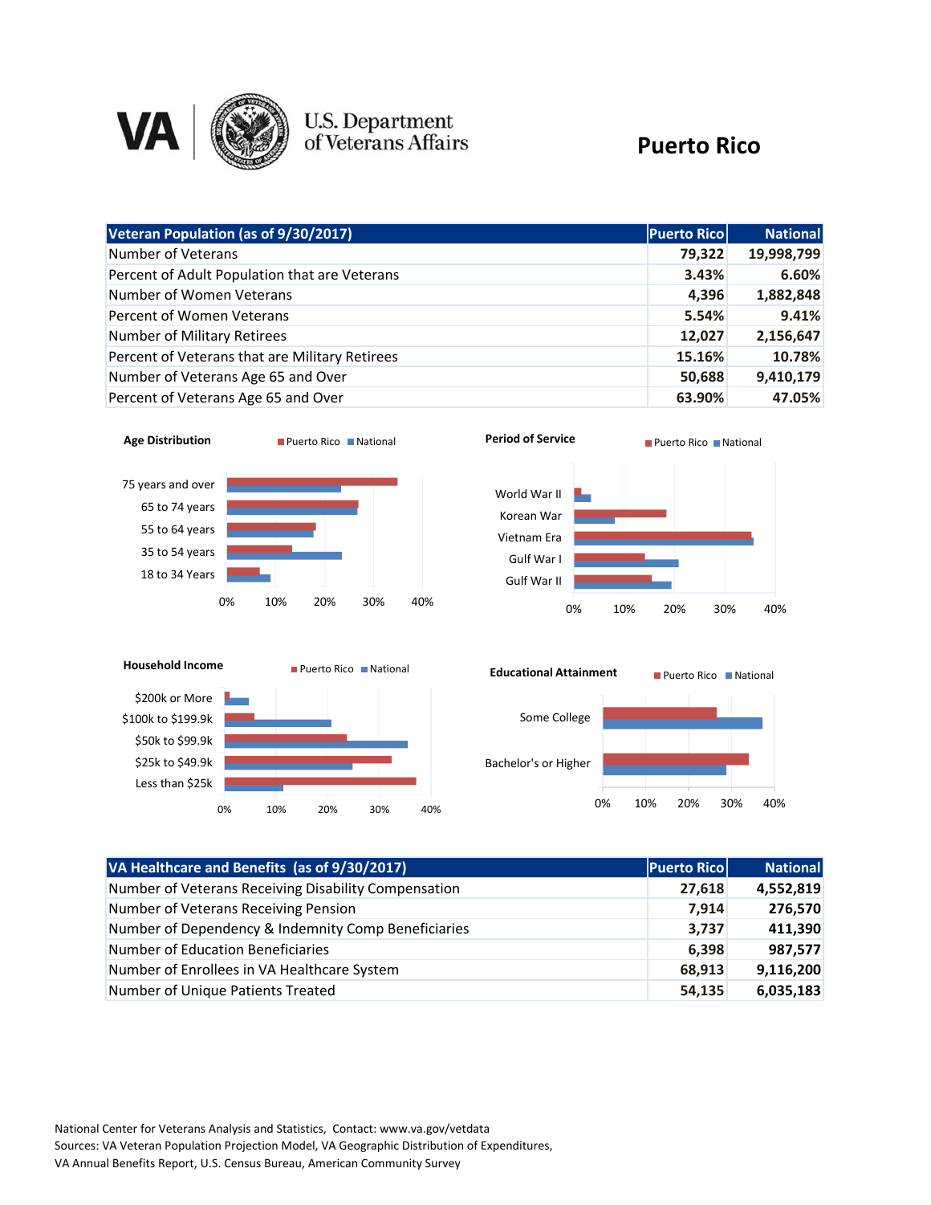# Puerto Rico

| Veteran Population (as of 9/30/2017) | Puerto Rico | National |
|---|---|---|
| Number of Veterans | 79,322 | 19,998,799 |
| Percent of Adult Population that are Veterans | 3.43% | 6.60% |
| Number of Women Veterans | 4,396 | 1,882,848 |
| Percent of Women Veterans | 5.54% | 9.41% |
| Number of Military Retirees | 12,027 | 2,156,647 |
| Percent of Veterans that are Military Retirees | 15.16% | 10.78% |
| Number of Veterans Age 65 and Over | 50,688 | 9,410,179 |
| Percent of Veterans Age 65 and Over | 63.90% | 47.05% |

**Age Distribution** (Puerto Rico, National)

- 75 years and over
- 65 to 74 years
- 55 to 64 years
- 35 to 54 years
- 18 to 34 Years

**Period of Service** (Puerto Rico, National)

- World War II
- Korean War
- Vietnam Era
- Gulf War I
- Gulf War II

**Household Income** (Puerto Rico, National)

- $200k or More
- $100k to $199.9k
- $50k to $99.9k
- $25k to $49.9k
- Less than $25k

**Educational Attainment** (Puerto Rico, National)

- Some College
- Bachelor's or Higher

| VA Healthcare and Benefits (as of 9/30/2017) | Puerto Rico | National |
|---|---|---|
| Number of Veterans Receiving Disability Compensation | 27,618 | 4,552,819 |
| Number of Veterans Receiving Pension | 7,914 | 276,570 |
| Number of Dependency & Indemnity Comp Beneficiaries | 3,737 | 411,390 |
| Number of Education Beneficiaries | 6,398 | 987,577 |
| Number of Enrollees in VA Healthcare System | 68,913 | 9,116,200 |
| Number of Unique Patients Treated | 54,135 | 6,035,183 |

National Center for Veterans Analysis and Statistics, Contact: www.va.gov/vetdata
Sources: VA Veteran Population Projection Model, VA Geographic Distribution of Expenditures, VA Annual Benefits Report, U.S. Census Bureau, American Community Survey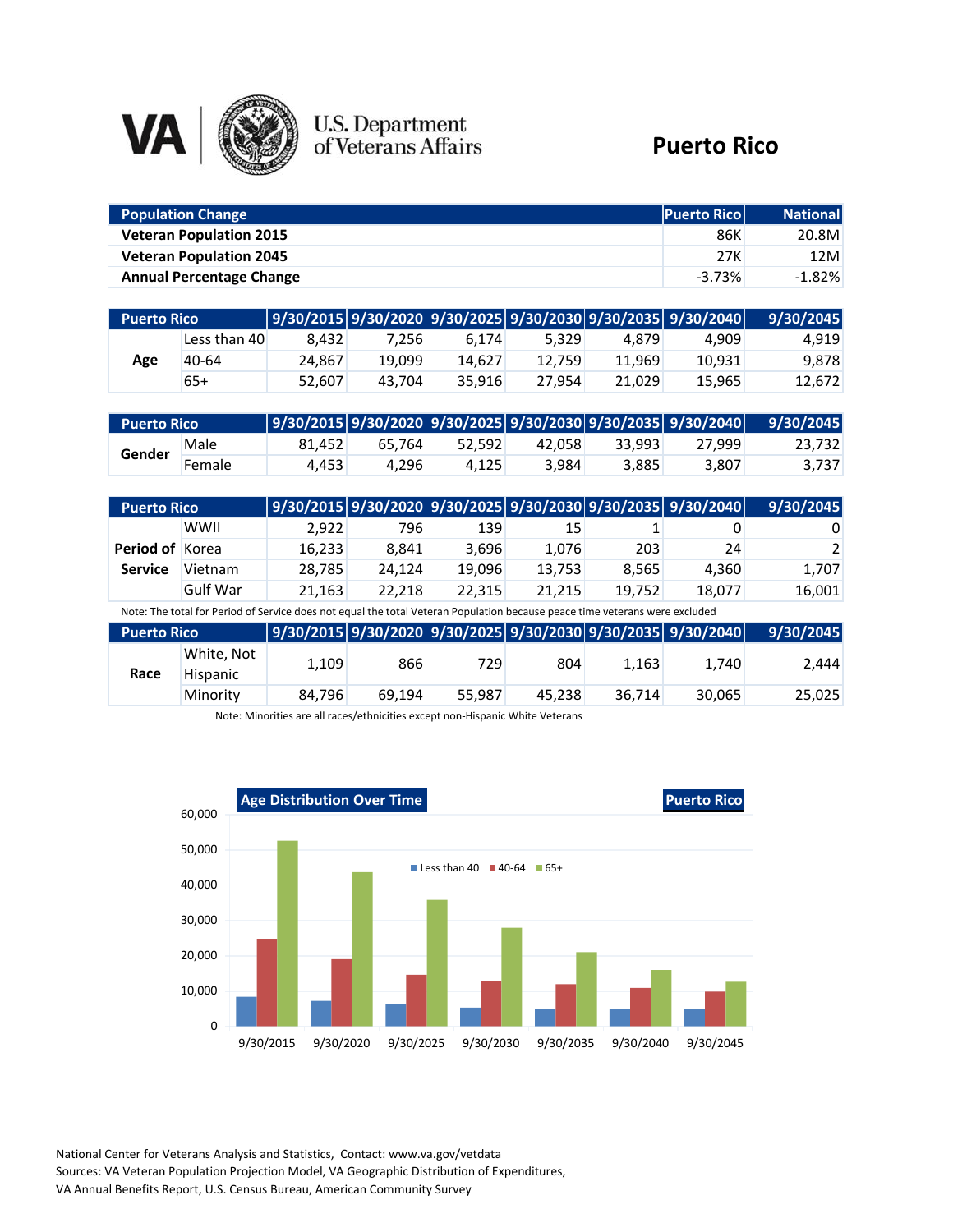# Puerto Rico

| Population Change | Puerto Rico | National |
|---|---|---|
| **Veteran Population 2015** | 86K | 20.8M |
| **Veteran Population 2045** | 27K | 12M |
| **Annual Percentage Change** | -3.73% | -1.82% |

| Puerto Rico | | 9/30/2015 | 9/30/2020 | 9/30/2025 | 9/30/2030 | 9/30/2035 | 9/30/2040 | 9/30/2045 |
|---|---|---|---|---|---|---|---|---|
| **Age** | Less than 40 | 8,432 | 7,256 | 6,174 | 5,329 | 4,879 | 4,909 | 4,919 |
| | 40-64 | 24,867 | 19,099 | 14,627 | 12,759 | 11,969 | 10,931 | 9,878 |
| | 65+ | 52,607 | 43,704 | 35,916 | 27,954 | 21,029 | 15,965 | 12,672 |

| Puerto Rico | | 9/30/2015 | 9/30/2020 | 9/30/2025 | 9/30/2030 | 9/30/2035 | 9/30/2040 | 9/30/2045 |
|---|---|---|---|---|---|---|---|---|
| **Gender** | Male | 81,452 | 65,764 | 52,592 | 42,058 | 33,993 | 27,999 | 23,732 |
| | Female | 4,453 | 4,296 | 4,125 | 3,984 | 3,885 | 3,807 | 3,737 |

| Puerto Rico | | 9/30/2015 | 9/30/2020 | 9/30/2025 | 9/30/2030 | 9/30/2035 | 9/30/2040 | 9/30/2045 |
|---|---|---|---|---|---|---|---|---|
| **Period of Service** | WWII | 2,922 | 796 | 139 | 15 | 1 | 0 | 0 |
| | Korea | 16,233 | 8,841 | 3,696 | 1,076 | 203 | 24 | 2 |
| | Vietnam | 28,785 | 24,124 | 19,096 | 13,753 | 8,565 | 4,360 | 1,707 |
| | Gulf War | 21,163 | 22,218 | 22,315 | 21,215 | 19,752 | 18,077 | 16,001 |

Note: The total for Period of Service does not equal the total Veteran Population because peace time veterans were excluded

| Puerto Rico | | 9/30/2015 | 9/30/2020 | 9/30/2025 | 9/30/2030 | 9/30/2035 | 9/30/2040 | 9/30/2045 |
|---|---|---|---|---|---|---|---|---|
| **Race** | White, Not Hispanic | 1,109 | 866 | 729 | 804 | 1,163 | 1,740 | 2,444 |
| | Minority | 84,796 | 69,194 | 55,987 | 45,238 | 36,714 | 30,065 | 25,025 |

Note: Minorities are all races/ethnicities except non-Hispanic White Veterans

Age Distribution Over Time

Puerto Rico

Less than 40 40-64 65+

60,000
50,000
40,000
30,000
20,000
10,000
0

9/30/2015 9/30/2020 9/30/2025 9/30/2030 9/30/2035 9/30/2040 9/30/2045

National Center for Veterans Analysis and Statistics, Contact: www.va.gov/vetdata
Sources: VA Veteran Population Projection Model, VA Geographic Distribution of Expenditures, VA Annual Benefits Report, U.S. Census Bureau, American Community Survey